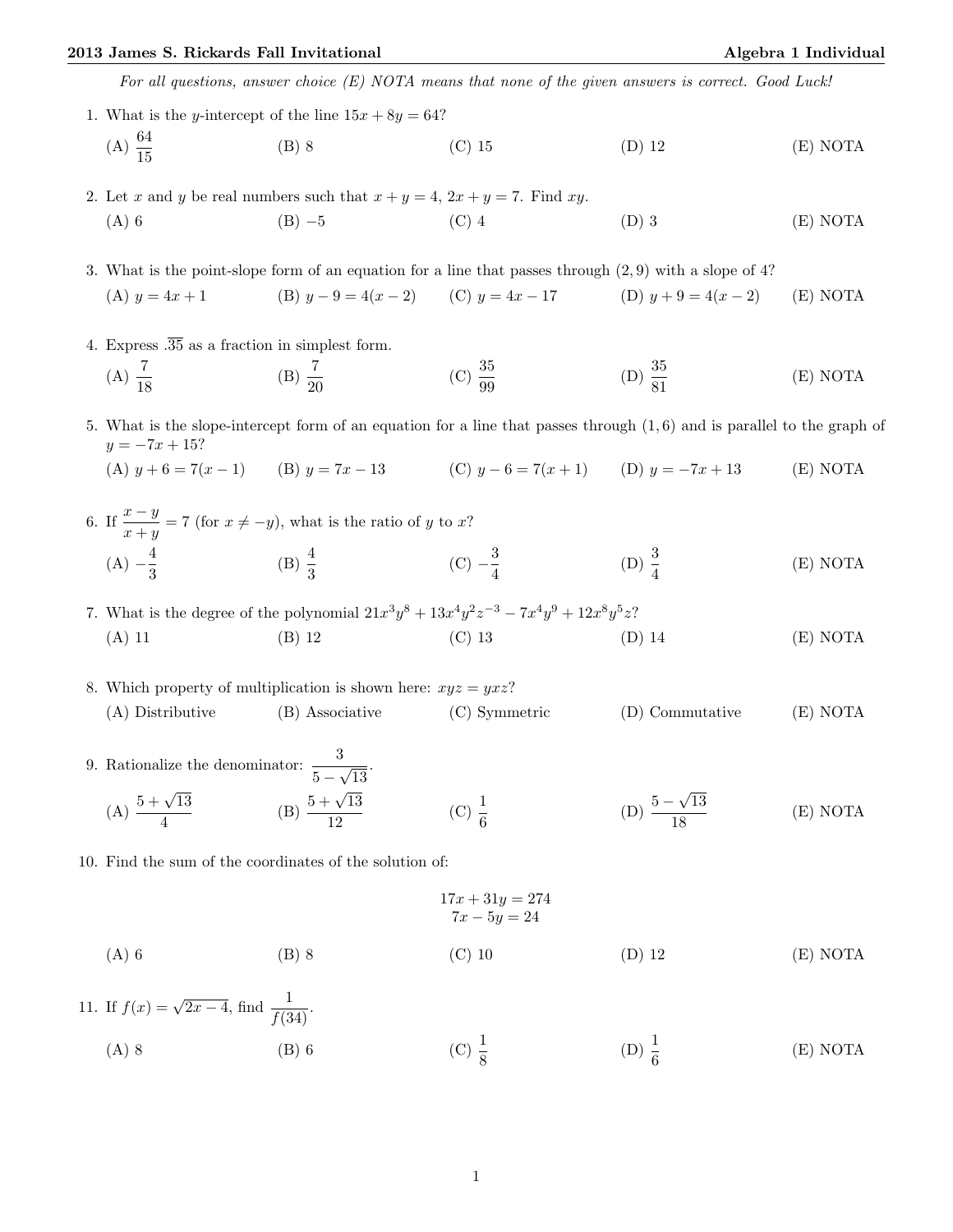*For all questions, answer choice (E) NOTA means that none of the given answers is correct. Good Luck!*

1. What is the $y$-intercept of the line $15x + 8y = 64$?

   (A) $\frac{64}{15}$ (B) 8 (C) 15 (D) 12 (E) NOTA

2. Let $x$ and $y$ be real numbers such that $x + y = 4$, $2x + y = 7$. Find $xy$.

   (A) 6 (B) $-5$ (C) 4 (D) 3 (E) NOTA

3. What is the point-slope form of an equation for a line that passes through $(2, 9)$ with a slope of 4?

   (A) $y = 4x + 1$ (B) $y - 9 = 4(x - 2)$ (C) $y = 4x - 17$ (D) $y + 9 = 4(x - 2)$ (E) NOTA

4. Express $.\overline{35}$ as a fraction in simplest form.

   (A) $\frac{7}{18}$ (B) $\frac{7}{20}$ (C) $\frac{35}{99}$ (D) $\frac{35}{81}$ (E) NOTA

5. What is the slope-intercept form of an equation for a line that passes through $(1, 6)$ and is parallel to the graph of $y = -7x + 15$?

   (A) $y + 6 = 7(x - 1)$ (B) $y = 7x - 13$ (C) $y - 6 = 7(x + 1)$ (D) $y = -7x + 13$ (E) NOTA

6. If $\frac{x - y}{x + y} = 7$ (for $x \neq -y$), what is the ratio of $y$ to $x$?

   (A) $-\frac{4}{3}$ (B) $\frac{4}{3}$ (C) $-\frac{3}{4}$ (D) $\frac{3}{4}$ (E) NOTA

7. What is the degree of the polynomial $21x^3y^8 + 13x^4y^2z^{-3} - 7x^4y^9 + 12x^8y^5z$?

   (A) 11 (B) 12 (C) 13 (D) 14 (E) NOTA

8. Which property of multiplication is shown here: $xyz = yxz$?

   (A) Distributive (B) Associative (C) Symmetric (D) Commutative (E) NOTA

9. Rationalize the denominator: $\frac{3}{5 - \sqrt{13}}$.

   (A) $\frac{5 + \sqrt{13}}{4}$ (B) $\frac{5 + \sqrt{13}}{12}$ (C) $\frac{1}{6}$ (D) $\frac{5 - \sqrt{13}}{18}$ (E) NOTA

10. Find the sum of the coordinates of the solution of:

$$17x + 31y = 274$$
$$7x - 5y = 24$$

   (A) 6 (B) 8 (C) 10 (D) 12 (E) NOTA

11. If $f(x) = \sqrt{2x - 4}$, find $\frac{1}{f(34)}$.

   (A) 8 (B) 6 (C) $\frac{1}{8}$ (D) $\frac{1}{6}$ (E) NOTA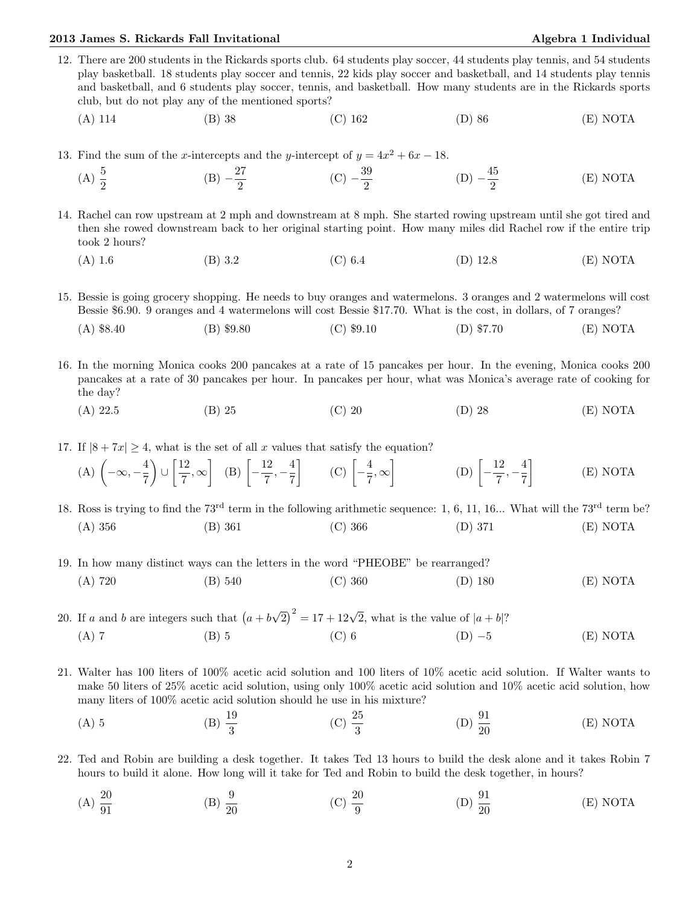12. There are 200 students in the Rickards sports club. 64 students play soccer, 44 students play tennis, and 54 students play basketball. 18 students play soccer and tennis, 22 kids play soccer and basketball, and 14 students play tennis and basketball, and 6 students play soccer, tennis, and basketball. How many students are in the Rickards sports club, but do not play any of the mentioned sports?

    (A) 114 (B) 38 (C) 162 (D) 86 (E) NOTA

13. Find the sum of the $x$-intercepts and the $y$-intercept of $y = 4x^2 + 6x - 18$.

    (A) $\frac{5}{2}$ (B) $-\frac{27}{2}$ (C) $-\frac{39}{2}$ (D) $-\frac{45}{2}$ (E) NOTA

14. Rachel can row upstream at 2 mph and downstream at 8 mph. She started rowing upstream until she got tired and then she rowed downstream back to her original starting point. How many miles did Rachel row if the entire trip took 2 hours?

    (A) 1.6 (B) 3.2 (C) 6.4 (D) 12.8 (E) NOTA

15. Bessie is going grocery shopping. He needs to buy oranges and watermelons. 3 oranges and 2 watermelons will cost Bessie $6.90. 9 oranges and 4 watermelons will cost Bessie $17.70. What is the cost, in dollars, of 7 oranges?

    (A) $8.40 (B) $9.80 (C) $9.10 (D) $7.70 (E) NOTA

16. In the morning Monica cooks 200 pancakes at a rate of 15 pancakes per hour. In the evening, Monica cooks 200 pancakes at a rate of 30 pancakes per hour. In pancakes per hour, what was Monica's average rate of cooking for the day?

    (A) 22.5 (B) 25 (C) 20 (D) 28 (E) NOTA

17. If $|8 + 7x| \geq 4$, what is the set of all $x$ values that satisfy the equation?

    (A) $\left(-\infty, -\frac{4}{7}\right) \cup \left[\frac{12}{7}, \infty\right]$ (B) $\left[-\frac{12}{7}, -\frac{4}{7}\right]$ (C) $\left[-\frac{4}{7}, \infty\right]$ (D) $\left[-\frac{12}{7}, -\frac{4}{7}\right]$ (E) NOTA

18. Ross is trying to find the 73$^{\text{rd}}$ term in the following arithmetic sequence: 1, 6, 11, 16... What will the 73$^{\text{rd}}$ term be?

    (A) 356 (B) 361 (C) 366 (D) 371 (E) NOTA

19. In how many distinct ways can the letters in the word "PHEOBE" be rearranged?

    (A) 720 (B) 540 (C) 360 (D) 180 (E) NOTA

20. If $a$ and $b$ are integers such that $\left(a + b\sqrt{2}\right)^2 = 17 + 12\sqrt{2}$, what is the value of $|a + b|$?

    (A) 7 (B) 5 (C) 6 (D) $-5$ (E) NOTA

21. Walter has 100 liters of 100% acetic acid solution and 100 liters of 10% acetic acid solution. If Walter wants to make 50 liters of 25% acetic acid solution, using only 100% acetic acid solution and 10% acetic acid solution, how many liters of 100% acetic acid solution should he use in his mixture?

    (A) 5 (B) $\frac{19}{3}$ (C) $\frac{25}{3}$ (D) $\frac{91}{20}$ (E) NOTA

22. Ted and Robin are building a desk together. It takes Ted 13 hours to build the desk alone and it takes Robin 7 hours to build it alone. How long will it take for Ted and Robin to build the desk together, in hours?

    (A) $\frac{20}{91}$ (B) $\frac{9}{20}$ (C) $\frac{20}{9}$ (D) $\frac{91}{20}$ (E) NOTA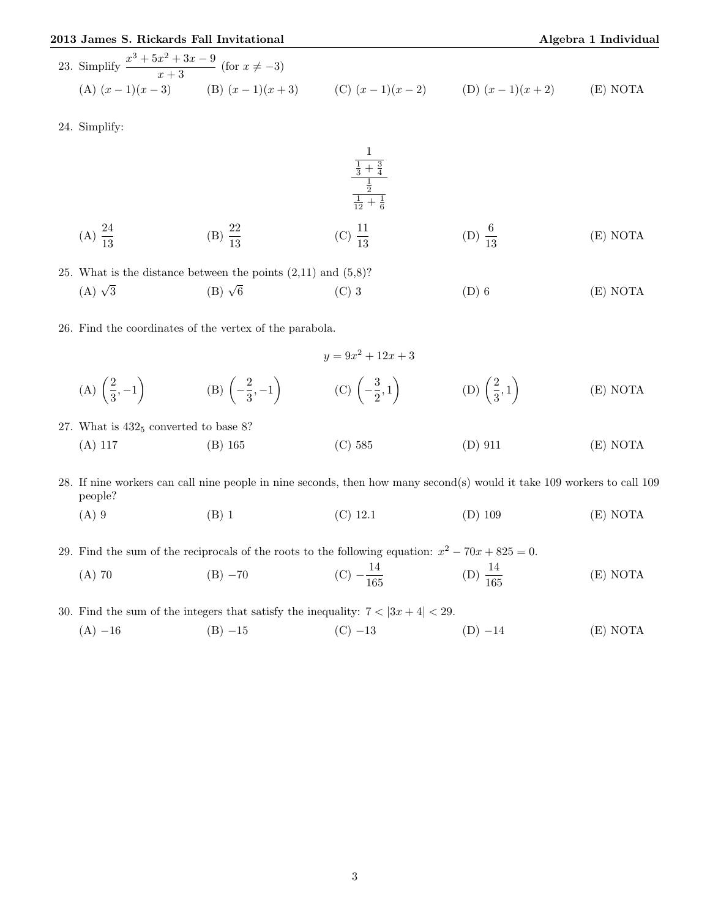23. Simplify $\dfrac{x^3+5x^2+3x-9}{x+3}$ (for $x \neq -3$)

(A) $(x-1)(x-3)$ (B) $(x-1)(x+3)$ (C) $(x-1)(x-2)$ (D) $(x-1)(x+2)$ (E) NOTA

24. Simplify:

$$\frac{\dfrac{1}{\frac{1}{3}+\frac{3}{4}}}{\dfrac{\frac{1}{2}}{\frac{1}{12}+\frac{1}{6}}}$$

(A) $\dfrac{24}{13}$ (B) $\dfrac{22}{13}$ (C) $\dfrac{11}{13}$ (D) $\dfrac{6}{13}$ (E) NOTA

25. What is the distance between the points (2,11) and (5,8)?

(A) $\sqrt{3}$ (B) $\sqrt{6}$ (C) 3 (D) 6 (E) NOTA

26. Find the coordinates of the vertex of the parabola.

$$y = 9x^2 + 12x + 3$$

(A) $\left(\dfrac{2}{3}, -1\right)$ (B) $\left(-\dfrac{2}{3}, -1\right)$ (C) $\left(-\dfrac{3}{2}, 1\right)$ (D) $\left(\dfrac{2}{3}, 1\right)$ (E) NOTA

27. What is $432_5$ converted to base 8?

(A) 117 (B) 165 (C) 585 (D) 911 (E) NOTA

28. If nine workers can call nine people in nine seconds, then how many second(s) would it take 109 workers to call 109 people?

(A) 9 (B) 1 (C) 12.1 (D) 109 (E) NOTA

29. Find the sum of the reciprocals of the roots to the following equation: $x^2 - 70x + 825 = 0$.

(A) 70 (B) $-70$ (C) $-\dfrac{14}{165}$ (D) $\dfrac{14}{165}$ (E) NOTA

30. Find the sum of the integers that satisfy the inequality: $7 < |3x+4| < 29$.

(A) $-16$ (B) $-15$ (C) $-13$ (D) $-14$ (E) NOTA